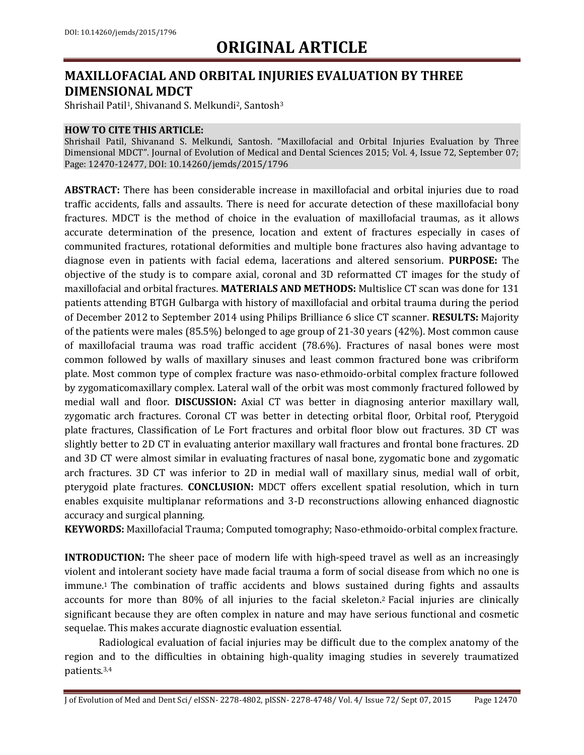DOI: 10.14260/jemds/2015/1796

# ORIGINAL ARTICLE

## MAXILLOFACIAL AND ORBITAL INJURIES EVALUATION BY THREE DIMENSIONAL MDCT

Shrishail Patil[1], Shivanand S. Melkundi[2], Santosh[3]

**HOW TO CITE THIS ARTICLE:**
Shrishail Patil, Shivanand S. Melkundi, Santosh. "Maxillofacial and Orbital Injuries Evaluation by Three Dimensional MDCT". Journal of Evolution of Medical and Dental Sciences 2015; Vol. 4, Issue 72, September 07; Page: 12470-12477, DOI: 10.14260/jemds/2015/1796

**ABSTRACT:** There has been considerable increase in maxillofacial and orbital injuries due to road traffic accidents, falls and assaults. There is need for accurate detection of these maxillofacial bony fractures. MDCT is the method of choice in the evaluation of maxillofacial traumas, as it allows accurate determination of the presence, location and extent of fractures especially in cases of communited fractures, rotational deformities and multiple bone fractures also having advantage to diagnose even in patients with facial edema, lacerations and altered sensorium. **PURPOSE:** The objective of the study is to compare axial, coronal and 3D reformatted CT images for the study of maxillofacial and orbital fractures. **MATERIALS AND METHODS:** Multislice CT scan was done for 131 patients attending BTGH Gulbarga with history of maxillofacial and orbital trauma during the period of December 2012 to September 2014 using Philips Brilliance 6 slice CT scanner. **RESULTS:** Majority of the patients were males (85.5%) belonged to age group of 21-30 years (42%). Most common cause of maxillofacial trauma was road traffic accident (78.6%). Fractures of nasal bones were most common followed by walls of maxillary sinuses and least common fractured bone was cribriform plate. Most common type of complex fracture was naso-ethmoido-orbital complex fracture followed by zygomaticomaxillary complex. Lateral wall of the orbit was most commonly fractured followed by medial wall and floor. **DISCUSSION:** Axial CT was better in diagnosing anterior maxillary wall, zygomatic arch fractures. Coronal CT was better in detecting orbital floor, Orbital roof, Pterygoid plate fractures, Classification of Le Fort fractures and orbital floor blow out fractures. 3D CT was slightly better to 2D CT in evaluating anterior maxillary wall fractures and frontal bone fractures. 2D and 3D CT were almost similar in evaluating fractures of nasal bone, zygomatic bone and zygomatic arch fractures. 3D CT was inferior to 2D in medial wall of maxillary sinus, medial wall of orbit, pterygoid plate fractures. **CONCLUSION:** MDCT offers excellent spatial resolution, which in turn enables exquisite multiplanar reformations and 3-D reconstructions allowing enhanced diagnostic accuracy and surgical planning.

**KEYWORDS:** Maxillofacial Trauma; Computed tomography; Naso-ethmoido-orbital complex fracture.

**INTRODUCTION:** The sheer pace of modern life with high-speed travel as well as an increasingly violent and intolerant society have made facial trauma a form of social disease from which no one is immune.[1] The combination of traffic accidents and blows sustained during fights and assaults accounts for more than 80% of all injuries to the facial skeleton.[2] Facial injuries are clinically significant because they are often complex in nature and may have serious functional and cosmetic sequelae. This makes accurate diagnostic evaluation essential.

Radiological evaluation of facial injuries may be difficult due to the complex anatomy of the region and to the difficulties in obtaining high-quality imaging studies in severely traumatized patients.[3,4]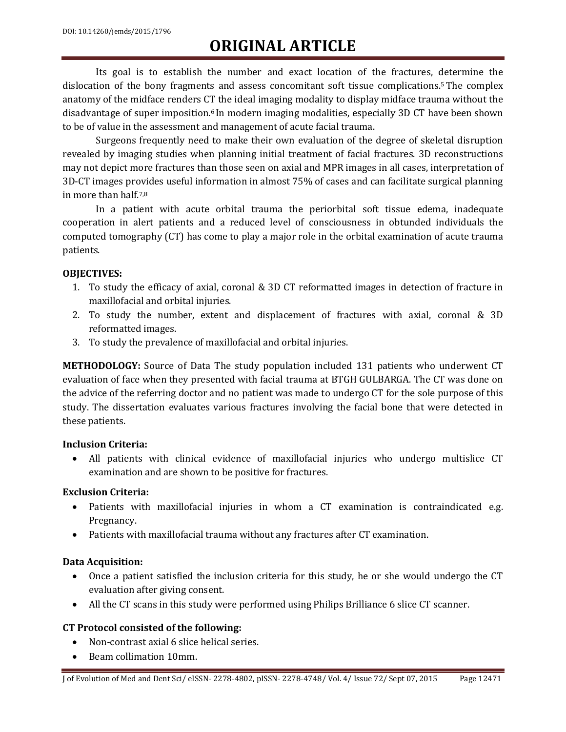Its goal is to establish the number and exact location of the fractures, determine the dislocation of the bony fragments and assess concomitant soft tissue complications.[5] The complex anatomy of the midface renders CT the ideal imaging modality to display midface trauma without the disadvantage of super imposition.[6] In modern imaging modalities, especially 3D CT have been shown to be of value in the assessment and management of acute facial trauma.

Surgeons frequently need to make their own evaluation of the degree of skeletal disruption revealed by imaging studies when planning initial treatment of facial fractures. 3D reconstructions may not depict more fractures than those seen on axial and MPR images in all cases, interpretation of 3D-CT images provides useful information in almost 75% of cases and can facilitate surgical planning in more than half.[7,8]

In a patient with acute orbital trauma the periorbital soft tissue edema, inadequate cooperation in alert patients and a reduced level of consciousness in obtunded individuals the computed tomography (CT) has come to play a major role in the orbital examination of acute trauma patients.

**OBJECTIVES:**

1. To study the efficacy of axial, coronal & 3D CT reformatted images in detection of fracture in maxillofacial and orbital injuries.
2. To study the number, extent and displacement of fractures with axial, coronal & 3D reformatted images.
3. To study the prevalence of maxillofacial and orbital injuries.

**METHODOLOGY:** Source of Data The study population included 131 patients who underwent CT evaluation of face when they presented with facial trauma at BTGH GULBARGA. The CT was done on the advice of the referring doctor and no patient was made to undergo CT for the sole purpose of this study. The dissertation evaluates various fractures involving the facial bone that were detected in these patients.

**Inclusion Criteria:**

- All patients with clinical evidence of maxillofacial injuries who undergo multislice CT examination and are shown to be positive for fractures.

**Exclusion Criteria:**

- Patients with maxillofacial injuries in whom a CT examination is contraindicated e.g. Pregnancy.
- Patients with maxillofacial trauma without any fractures after CT examination.

**Data Acquisition:**

- Once a patient satisfied the inclusion criteria for this study, he or she would undergo the CT evaluation after giving consent.
- All the CT scans in this study were performed using Philips Brilliance 6 slice CT scanner.

**CT Protocol consisted of the following:**

- Non-contrast axial 6 slice helical series.
- Beam collimation 10mm.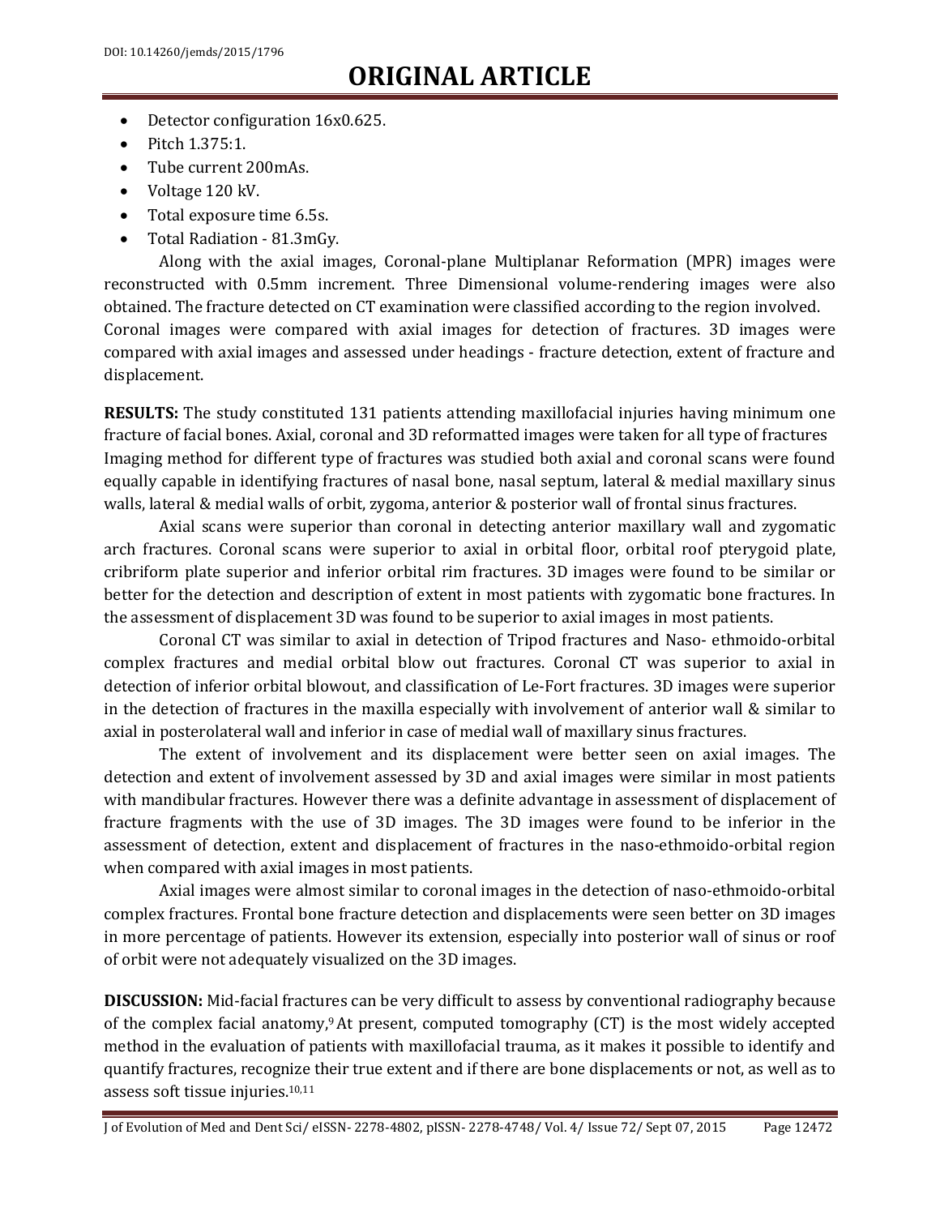- Detector configuration 16x0.625.
- Pitch 1.375:1.
- Tube current 200mAs.
- Voltage 120 kV.
- Total exposure time 6.5s.
- Total Radiation - 81.3mGy.

Along with the axial images, Coronal-plane Multiplanar Reformation (MPR) images were reconstructed with 0.5mm increment. Three Dimensional volume-rendering images were also obtained. The fracture detected on CT examination were classified according to the region involved. Coronal images were compared with axial images for detection of fractures. 3D images were compared with axial images and assessed under headings - fracture detection, extent of fracture and displacement.

**RESULTS:** The study constituted 131 patients attending maxillofacial injuries having minimum one fracture of facial bones. Axial, coronal and 3D reformatted images were taken for all type of fractures Imaging method for different type of fractures was studied both axial and coronal scans were found equally capable in identifying fractures of nasal bone, nasal septum, lateral & medial maxillary sinus walls, lateral & medial walls of orbit, zygoma, anterior & posterior wall of frontal sinus fractures.

Axial scans were superior than coronal in detecting anterior maxillary wall and zygomatic arch fractures. Coronal scans were superior to axial in orbital floor, orbital roof pterygoid plate, cribriform plate superior and inferior orbital rim fractures. 3D images were found to be similar or better for the detection and description of extent in most patients with zygomatic bone fractures. In the assessment of displacement 3D was found to be superior to axial images in most patients.

Coronal CT was similar to axial in detection of Tripod fractures and Naso- ethmoido-orbital complex fractures and medial orbital blow out fractures. Coronal CT was superior to axial in detection of inferior orbital blowout, and classification of Le-Fort fractures. 3D images were superior in the detection of fractures in the maxilla especially with involvement of anterior wall & similar to axial in posterolateral wall and inferior in case of medial wall of maxillary sinus fractures.

The extent of involvement and its displacement were better seen on axial images. The detection and extent of involvement assessed by 3D and axial images were similar in most patients with mandibular fractures. However there was a definite advantage in assessment of displacement of fracture fragments with the use of 3D images. The 3D images were found to be inferior in the assessment of detection, extent and displacement of fractures in the naso-ethmoido-orbital region when compared with axial images in most patients.

Axial images were almost similar to coronal images in the detection of naso-ethmoido-orbital complex fractures. Frontal bone fracture detection and displacements were seen better on 3D images in more percentage of patients. However its extension, especially into posterior wall of sinus or roof of orbit were not adequately visualized on the 3D images.

**DISCUSSION:** Mid-facial fractures can be very difficult to assess by conventional radiography because of the complex facial anatomy,[9] At present, computed tomography (CT) is the most widely accepted method in the evaluation of patients with maxillofacial trauma, as it makes it possible to identify and quantify fractures, recognize their true extent and if there are bone displacements or not, as well as to assess soft tissue injuries.[10,11]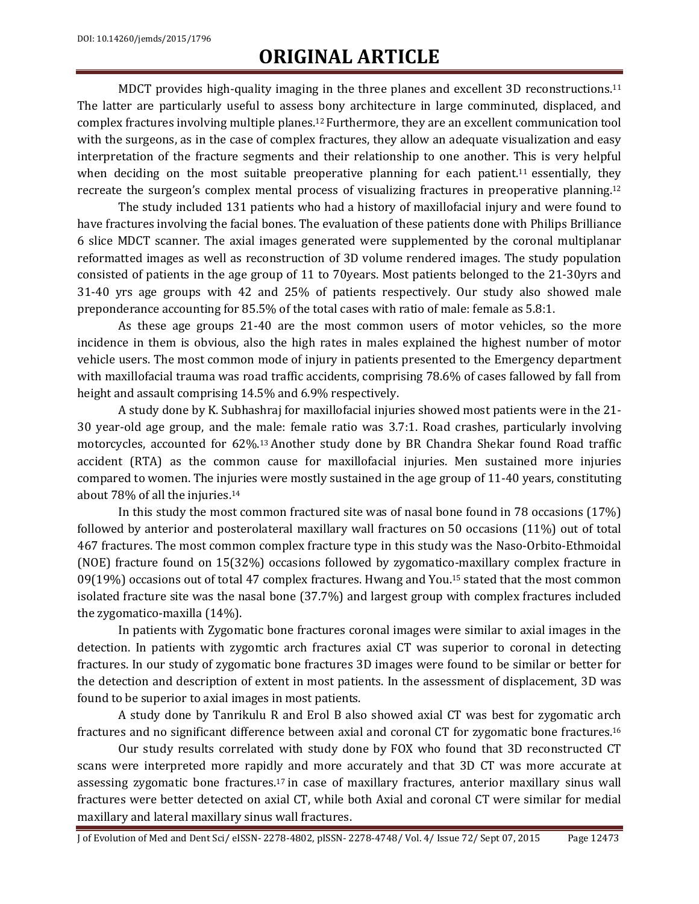MDCT provides high-quality imaging in the three planes and excellent 3D reconstructions.[11] The latter are particularly useful to assess bony architecture in large comminuted, displaced, and complex fractures involving multiple planes.[12] Furthermore, they are an excellent communication tool with the surgeons, as in the case of complex fractures, they allow an adequate visualization and easy interpretation of the fracture segments and their relationship to one another. This is very helpful when deciding on the most suitable preoperative planning for each patient.[11] essentially, they recreate the surgeon's complex mental process of visualizing fractures in preoperative planning.[12]

The study included 131 patients who had a history of maxillofacial injury and were found to have fractures involving the facial bones. The evaluation of these patients done with Philips Brilliance 6 slice MDCT scanner. The axial images generated were supplemented by the coronal multiplanar reformatted images as well as reconstruction of 3D volume rendered images. The study population consisted of patients in the age group of 11 to 70years. Most patients belonged to the 21-30yrs and 31-40 yrs age groups with 42 and 25% of patients respectively. Our study also showed male preponderance accounting for 85.5% of the total cases with ratio of male: female as 5.8:1.

As these age groups 21-40 are the most common users of motor vehicles, so the more incidence in them is obvious, also the high rates in males explained the highest number of motor vehicle users. The most common mode of injury in patients presented to the Emergency department with maxillofacial trauma was road traffic accidents, comprising 78.6% of cases fallowed by fall from height and assault comprising 14.5% and 6.9% respectively.

A study done by K. Subhashraj for maxillofacial injuries showed most patients were in the 21-30 year-old age group, and the male: female ratio was 3.7:1. Road crashes, particularly involving motorcycles, accounted for 62%.[13] Another study done by BR Chandra Shekar found Road traffic accident (RTA) as the common cause for maxillofacial injuries. Men sustained more injuries compared to women. The injuries were mostly sustained in the age group of 11-40 years, constituting about 78% of all the injuries.[14]

In this study the most common fractured site was of nasal bone found in 78 occasions (17%) followed by anterior and posterolateral maxillary wall fractures on 50 occasions (11%) out of total 467 fractures. The most common complex fracture type in this study was the Naso-Orbito-Ethmoidal (NOE) fracture found on 15(32%) occasions followed by zygomatico-maxillary complex fracture in 09(19%) occasions out of total 47 complex fractures. Hwang and You.[15] stated that the most common isolated fracture site was the nasal bone (37.7%) and largest group with complex fractures included the zygomatico-maxilla (14%).

In patients with Zygomatic bone fractures coronal images were similar to axial images in the detection. In patients with zygomtic arch fractures axial CT was superior to coronal in detecting fractures. In our study of zygomatic bone fractures 3D images were found to be similar or better for the detection and description of extent in most patients. In the assessment of displacement, 3D was found to be superior to axial images in most patients.

A study done by Tanrikulu R and Erol B also showed axial CT was best for zygomatic arch fractures and no significant difference between axial and coronal CT for zygomatic bone fractures.[16]

Our study results correlated with study done by FOX who found that 3D reconstructed CT scans were interpreted more rapidly and more accurately and that 3D CT was more accurate at assessing zygomatic bone fractures.[17] in case of maxillary fractures, anterior maxillary sinus wall fractures were better detected on axial CT, while both Axial and coronal CT were similar for medial maxillary and lateral maxillary sinus wall fractures.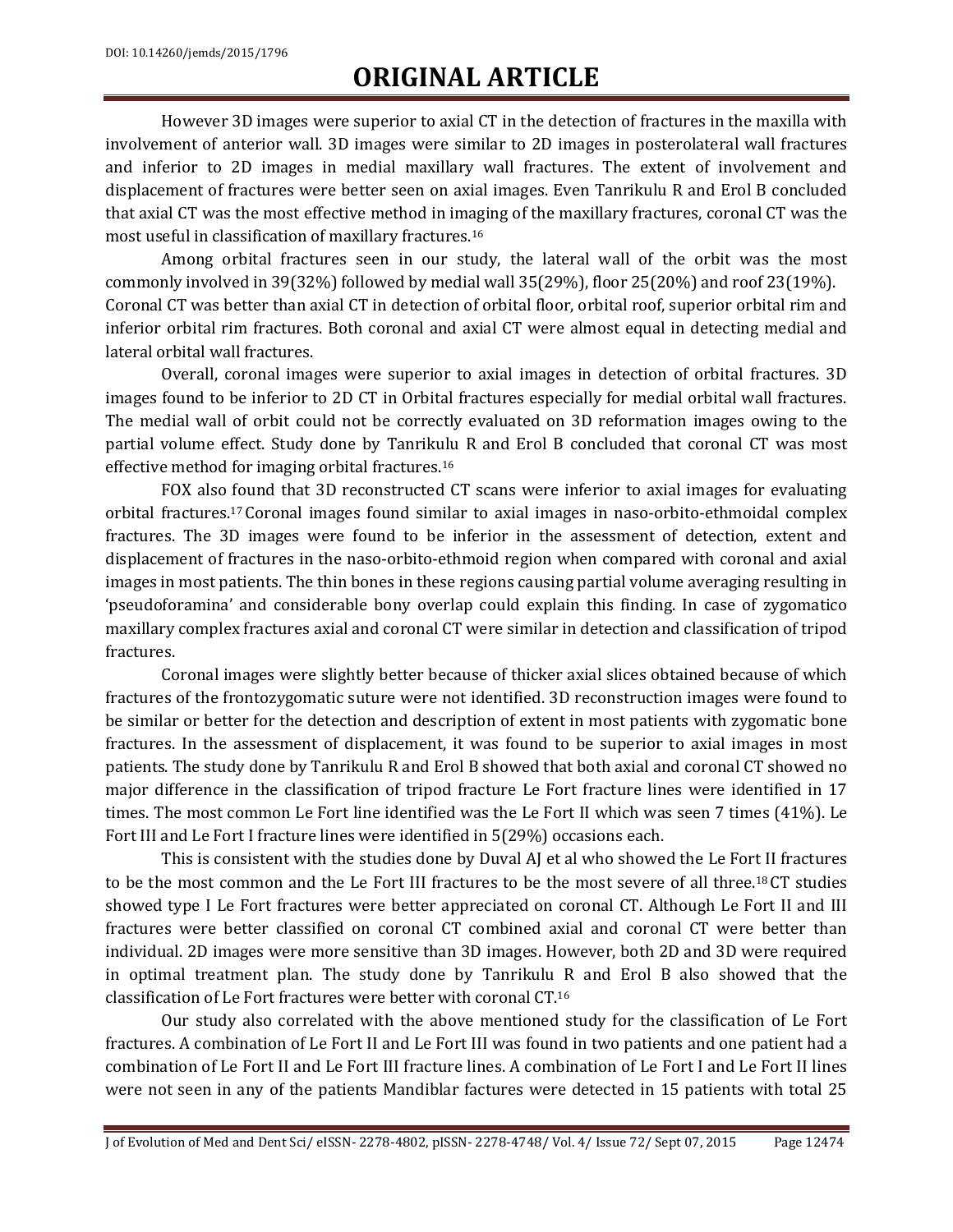However 3D images were superior to axial CT in the detection of fractures in the maxilla with involvement of anterior wall. 3D images were similar to 2D images in posterolateral wall fractures and inferior to 2D images in medial maxillary wall fractures. The extent of involvement and displacement of fractures were better seen on axial images. Even Tanrikulu R and Erol B concluded that axial CT was the most effective method in imaging of the maxillary fractures, coronal CT was the most useful in classification of maxillary fractures.[16]

Among orbital fractures seen in our study, the lateral wall of the orbit was the most commonly involved in 39(32%) followed by medial wall 35(29%), floor 25(20%) and roof 23(19%). Coronal CT was better than axial CT in detection of orbital floor, orbital roof, superior orbital rim and inferior orbital rim fractures. Both coronal and axial CT were almost equal in detecting medial and lateral orbital wall fractures.

Overall, coronal images were superior to axial images in detection of orbital fractures. 3D images found to be inferior to 2D CT in Orbital fractures especially for medial orbital wall fractures. The medial wall of orbit could not be correctly evaluated on 3D reformation images owing to the partial volume effect. Study done by Tanrikulu R and Erol B concluded that coronal CT was most effective method for imaging orbital fractures.[16]

FOX also found that 3D reconstructed CT scans were inferior to axial images for evaluating orbital fractures.[17] Coronal images found similar to axial images in naso-orbito-ethmoidal complex fractures. The 3D images were found to be inferior in the assessment of detection, extent and displacement of fractures in the naso-orbito-ethmoid region when compared with coronal and axial images in most patients. The thin bones in these regions causing partial volume averaging resulting in 'pseudoforamina' and considerable bony overlap could explain this finding. In case of zygomatico maxillary complex fractures axial and coronal CT were similar in detection and classification of tripod fractures.

Coronal images were slightly better because of thicker axial slices obtained because of which fractures of the frontozygomatic suture were not identified. 3D reconstruction images were found to be similar or better for the detection and description of extent in most patients with zygomatic bone fractures. In the assessment of displacement, it was found to be superior to axial images in most patients. The study done by Tanrikulu R and Erol B showed that both axial and coronal CT showed no major difference in the classification of tripod fracture Le Fort fracture lines were identified in 17 times. The most common Le Fort line identified was the Le Fort II which was seen 7 times (41%). Le Fort III and Le Fort I fracture lines were identified in 5(29%) occasions each.

This is consistent with the studies done by Duval AJ et al who showed the Le Fort II fractures to be the most common and the Le Fort III fractures to be the most severe of all three.[18] CT studies showed type I Le Fort fractures were better appreciated on coronal CT. Although Le Fort II and III fractures were better classified on coronal CT combined axial and coronal CT were better than individual. 2D images were more sensitive than 3D images. However, both 2D and 3D were required in optimal treatment plan. The study done by Tanrikulu R and Erol B also showed that the classification of Le Fort fractures were better with coronal CT.[16]

Our study also correlated with the above mentioned study for the classification of Le Fort fractures. A combination of Le Fort II and Le Fort III was found in two patients and one patient had a combination of Le Fort II and Le Fort III fracture lines. A combination of Le Fort I and Le Fort II lines were not seen in any of the patients Mandiblar factures were detected in 15 patients with total 25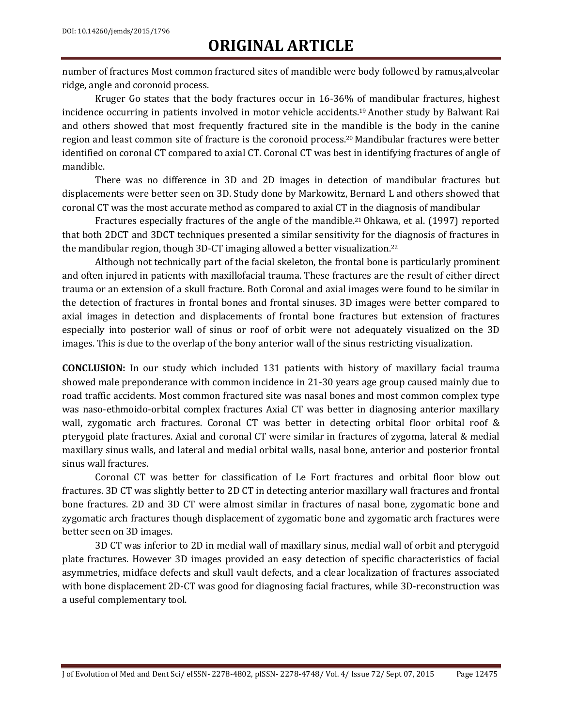number of fractures Most common fractured sites of mandible were body followed by ramus,alveolar ridge, angle and coronoid process.

Kruger Go states that the body fractures occur in 16-36% of mandibular fractures, highest incidence occurring in patients involved in motor vehicle accidents.[19] Another study by Balwant Rai and others showed that most frequently fractured site in the mandible is the body in the canine region and least common site of fracture is the coronoid process.[20] Mandibular fractures were better identified on coronal CT compared to axial CT. Coronal CT was best in identifying fractures of angle of mandible.

There was no difference in 3D and 2D images in detection of mandibular fractures but displacements were better seen on 3D. Study done by Markowitz, Bernard L and others showed that coronal CT was the most accurate method as compared to axial CT in the diagnosis of mandibular

Fractures especially fractures of the angle of the mandible.[21] Ohkawa, et al. (1997) reported that both 2DCT and 3DCT techniques presented a similar sensitivity for the diagnosis of fractures in the mandibular region, though 3D-CT imaging allowed a better visualization.[22]

Although not technically part of the facial skeleton, the frontal bone is particularly prominent and often injured in patients with maxillofacial trauma. These fractures are the result of either direct trauma or an extension of a skull fracture. Both Coronal and axial images were found to be similar in the detection of fractures in frontal bones and frontal sinuses. 3D images were better compared to axial images in detection and displacements of frontal bone fractures but extension of fractures especially into posterior wall of sinus or roof of orbit were not adequately visualized on the 3D images. This is due to the overlap of the bony anterior wall of the sinus restricting visualization.

**CONCLUSION:** In our study which included 131 patients with history of maxillary facial trauma showed male preponderance with common incidence in 21-30 years age group caused mainly due to road traffic accidents. Most common fractured site was nasal bones and most common complex type was naso-ethmoido-orbital complex fractures Axial CT was better in diagnosing anterior maxillary wall, zygomatic arch fractures. Coronal CT was better in detecting orbital floor orbital roof & pterygoid plate fractures. Axial and coronal CT were similar in fractures of zygoma, lateral & medial maxillary sinus walls, and lateral and medial orbital walls, nasal bone, anterior and posterior frontal sinus wall fractures.

Coronal CT was better for classification of Le Fort fractures and orbital floor blow out fractures. 3D CT was slightly better to 2D CT in detecting anterior maxillary wall fractures and frontal bone fractures. 2D and 3D CT were almost similar in fractures of nasal bone, zygomatic bone and zygomatic arch fractures though displacement of zygomatic bone and zygomatic arch fractures were better seen on 3D images.

3D CT was inferior to 2D in medial wall of maxillary sinus, medial wall of orbit and pterygoid plate fractures. However 3D images provided an easy detection of specific characteristics of facial asymmetries, midface defects and skull vault defects, and a clear localization of fractures associated with bone displacement 2D-CT was good for diagnosing facial fractures, while 3D-reconstruction was a useful complementary tool.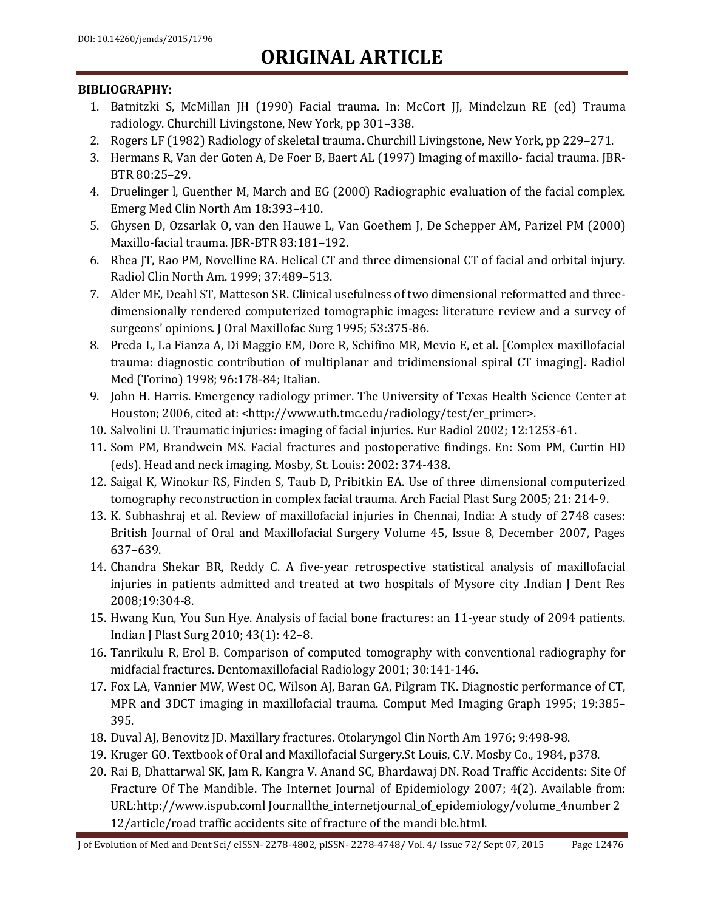**BIBLIOGRAPHY:**

1. Batnitzki S, McMillan JH (1990) Facial trauma. In: McCort JJ, Mindelzun RE (ed) Trauma radiology. Churchill Livingstone, New York, pp 301–338.
2. Rogers LF (1982) Radiology of skeletal trauma. Churchill Livingstone, New York, pp 229–271.
3. Hermans R, Van der Goten A, De Foer B, Baert AL (1997) Imaging of maxillo- facial trauma. JBR-BTR 80:25–29.
4. Druelinger l, Guenther M, March and EG (2000) Radiographic evaluation of the facial complex. Emerg Med Clin North Am 18:393–410.
5. Ghysen D, Ozsarlak O, van den Hauwe L, Van Goethem J, De Schepper AM, Parizel PM (2000) Maxillo-facial trauma. JBR-BTR 83:181–192.
6. Rhea JT, Rao PM, Novelline RA. Helical CT and three dimensional CT of facial and orbital injury. Radiol Clin North Am. 1999; 37:489–513.
7. Alder ME, Deahl ST, Matteson SR. Clinical usefulness of two dimensional reformatted and three-dimensionally rendered computerized tomographic images: literature review and a survey of surgeons' opinions. J Oral Maxillofac Surg 1995; 53:375-86.
8. Preda L, La Fianza A, Di Maggio EM, Dore R, Schifino MR, Mevio E, et al. [Complex maxillofacial trauma: diagnostic contribution of multiplanar and tridimensional spiral CT imaging]. Radiol Med (Torino) 1998; 96:178-84; Italian.
9. John H. Harris. Emergency radiology primer. The University of Texas Health Science Center at Houston; 2006, cited at: <http://www.uth.tmc.edu/radiology/test/er_primer>.
10. Salvolini U. Traumatic injuries: imaging of facial injuries. Eur Radiol 2002; 12:1253-61.
11. Som PM, Brandwein MS. Facial fractures and postoperative findings. En: Som PM, Curtin HD (eds). Head and neck imaging. Mosby, St. Louis: 2002: 374-438.
12. Saigal K, Winokur RS, Finden S, Taub D, Pribitkin EA. Use of three dimensional computerized tomography reconstruction in complex facial trauma. Arch Facial Plast Surg 2005; 21: 214-9.
13. K. Subhashraj et al. Review of maxillofacial injuries in Chennai, India: A study of 2748 cases: British Journal of Oral and Maxillofacial Surgery Volume 45, Issue 8, December 2007, Pages 637–639.
14. Chandra Shekar BR, Reddy C. A five-year retrospective statistical analysis of maxillofacial injuries in patients admitted and treated at two hospitals of Mysore city .Indian J Dent Res 2008;19:304-8.
15. Hwang Kun, You Sun Hye. Analysis of facial bone fractures: an 11-year study of 2094 patients. Indian J Plast Surg 2010; 43(1): 42–8.
16. Tanrikulu R, Erol B. Comparison of computed tomography with conventional radiography for midfacial fractures. Dentomaxillofacial Radiology 2001; 30:141-146.
17. Fox LA, Vannier MW, West OC, Wilson AJ, Baran GA, Pilgram TK. Diagnostic performance of CT, MPR and 3DCT imaging in maxillofacial trauma. Comput Med Imaging Graph 1995; 19:385–395.
18. Duval AJ, Benovitz JD. Maxillary fractures. Otolaryngol Clin North Am 1976; 9:498-98.
19. Kruger GO. Textbook of Oral and Maxillofacial Surgery.St Louis, C.V. Mosby Co., 1984, p378.
20. Rai B, Dhattarwal SK, Jam R, Kangra V. Anand SC, Bhardawaj DN. Road Traffic Accidents: Site Of Fracture Of The Mandible. The Internet Journal of Epidemiology 2007; 4(2). Available from: URL:http://www.ispub.coml Journallthe_internetjournal_of_epidemiology/volume_4number 2 12/article/road traffic accidents site of fracture of the mandi ble.html.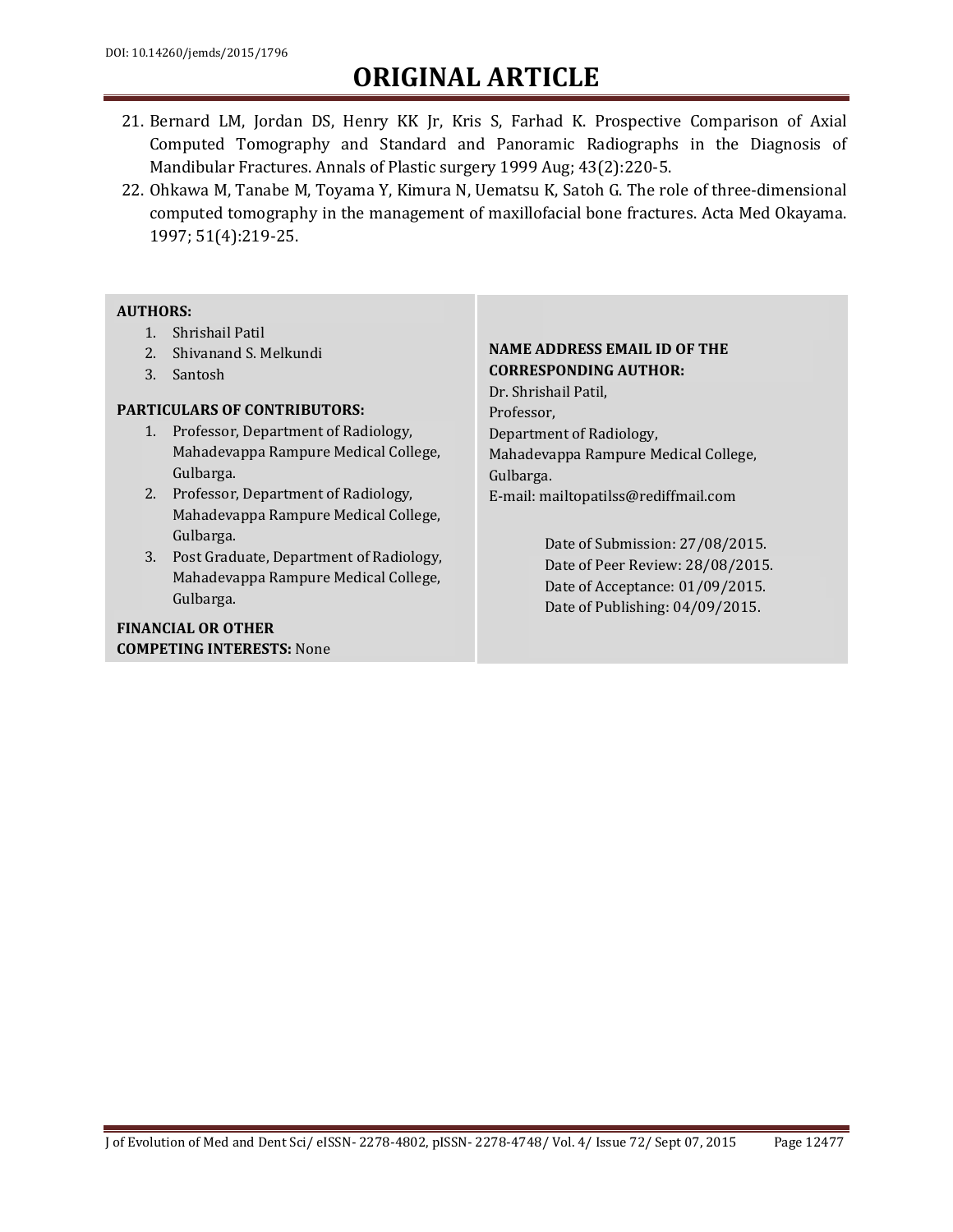21. Bernard LM, Jordan DS, Henry KK Jr, Kris S, Farhad K. Prospective Comparison of Axial Computed Tomography and Standard and Panoramic Radiographs in the Diagnosis of Mandibular Fractures. Annals of Plastic surgery 1999 Aug; 43(2):220-5.
22. Ohkawa M, Tanabe M, Toyama Y, Kimura N, Uematsu K, Satoh G. The role of three-dimensional computed tomography in the management of maxillofacial bone fractures. Acta Med Okayama. 1997; 51(4):219-25.

**AUTHORS:**

1. Shrishail Patil
2. Shivanand S. Melkundi
3. Santosh

**PARTICULARS OF CONTRIBUTORS:**

1. Professor, Department of Radiology, Mahadevappa Rampure Medical College, Gulbarga.
2. Professor, Department of Radiology, Mahadevappa Rampure Medical College, Gulbarga.
3. Post Graduate, Department of Radiology, Mahadevappa Rampure Medical College, Gulbarga.

**FINANCIAL OR OTHER COMPETING INTERESTS:** None

**NAME ADDRESS EMAIL ID OF THE CORRESPONDING AUTHOR:**

Dr. Shrishail Patil,
Professor,
Department of Radiology,
Mahadevappa Rampure Medical College,
Gulbarga.
E-mail: mailtopatilss@rediffmail.com

Date of Submission: 27/08/2015.
Date of Peer Review: 28/08/2015.
Date of Acceptance: 01/09/2015.
Date of Publishing: 04/09/2015.